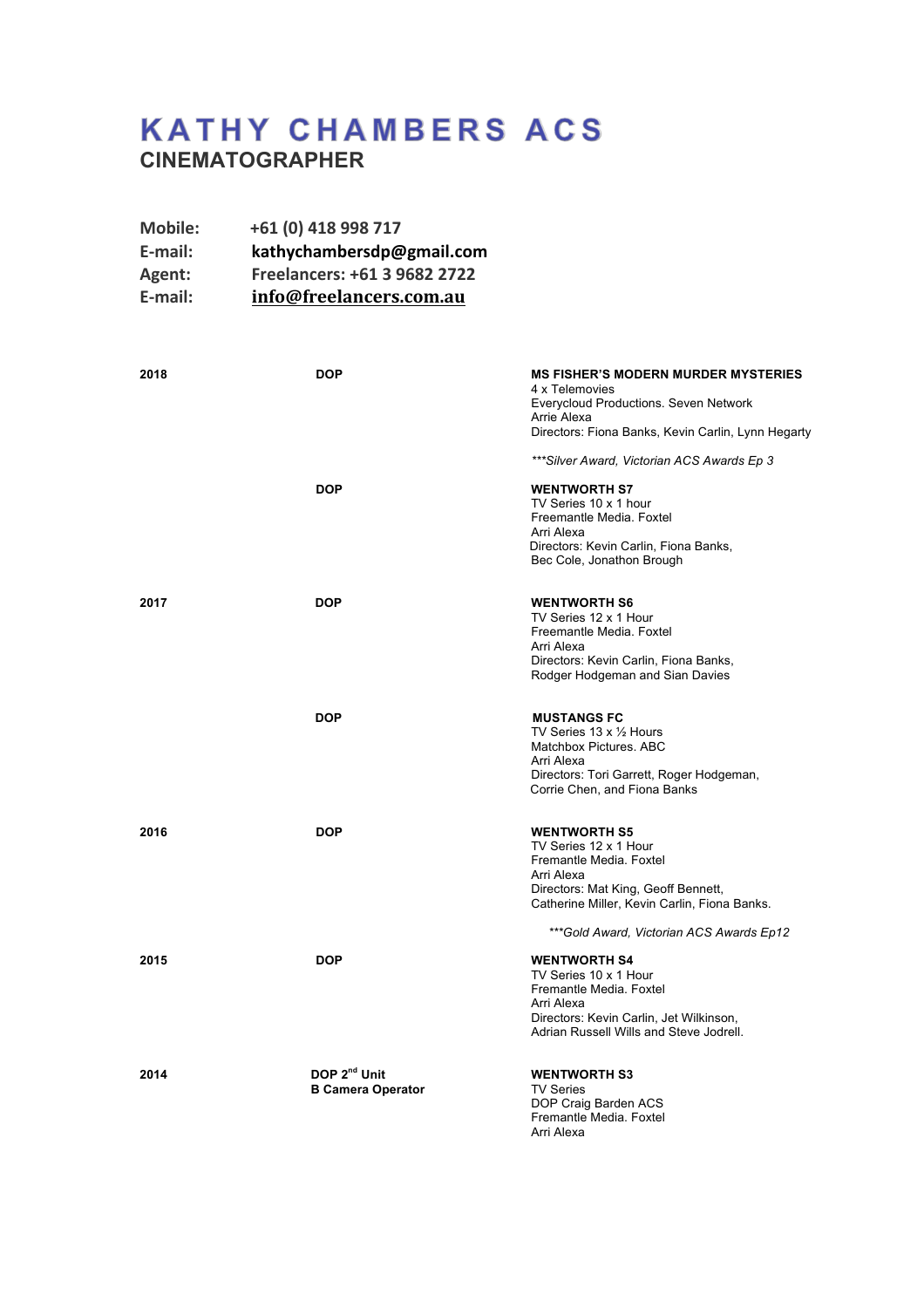# KATHY CHAMBERS ACS

## CINEMATOGRAPHER

**Mobile:** +61 (0) 418 998 717
**E-mail:** kathychambersdp@gmail.com
**Agent:** Freelancers: +61 3 9682 2722
**E-mail:** info@freelancers.com.au

| | | |
|---|---|---|
| **2018** | **DOP** | **MS FISHER'S MODERN MURDER MYSTERIES**<br>4 x Telemovies<br>Everycloud Productions. Seven Network<br>Arrie Alexa<br>Directors: Fiona Banks, Kevin Carlin, Lynn Hegarty<br><br>*\*\*\*Silver Award, Victorian ACS Awards Ep 3* |
| | **DOP** | **WENTWORTH S7**<br>TV Series 10 x 1 hour<br>Freemantle Media. Foxtel<br>Arri Alexa<br>Directors: Kevin Carlin, Fiona Banks,<br>Bec Cole, Jonathon Brough |
| **2017** | **DOP** | **WENTWORTH S6**<br>TV Series 12 x 1 Hour<br>Freemantle Media. Foxtel<br>Arri Alexa<br>Directors: Kevin Carlin, Fiona Banks,<br>Rodger Hodgeman and Sian Davies |
| | **DOP** | **MUSTANGS FC**<br>TV Series 13 x ½ Hours<br>Matchbox Pictures. ABC<br>Arri Alexa<br>Directors: Tori Garrett, Roger Hodgeman,<br>Corrie Chen, and Fiona Banks |
| **2016** | **DOP** | **WENTWORTH S5**<br>TV Series 12 x 1 Hour<br>Fremantle Media. Foxtel<br>Arri Alexa<br>Directors: Mat King, Geoff Bennett,<br>Catherine Miller, Kevin Carlin, Fiona Banks.<br><br>*\*\*\*Gold Award, Victorian ACS Awards Ep12* |
| **2015** | **DOP** | **WENTWORTH S4**<br>TV Series 10 x 1 Hour<br>Fremantle Media. Foxtel<br>Arri Alexa<br>Directors: Kevin Carlin, Jet Wilkinson,<br>Adrian Russell Wills and Steve Jodrell. |
| **2014** | **DOP 2nd Unit**<br>**B Camera Operator** | **WENTWORTH S3**<br>TV Series<br>DOP Craig Barden ACS<br>Fremantle Media. Foxtel<br>Arri Alexa |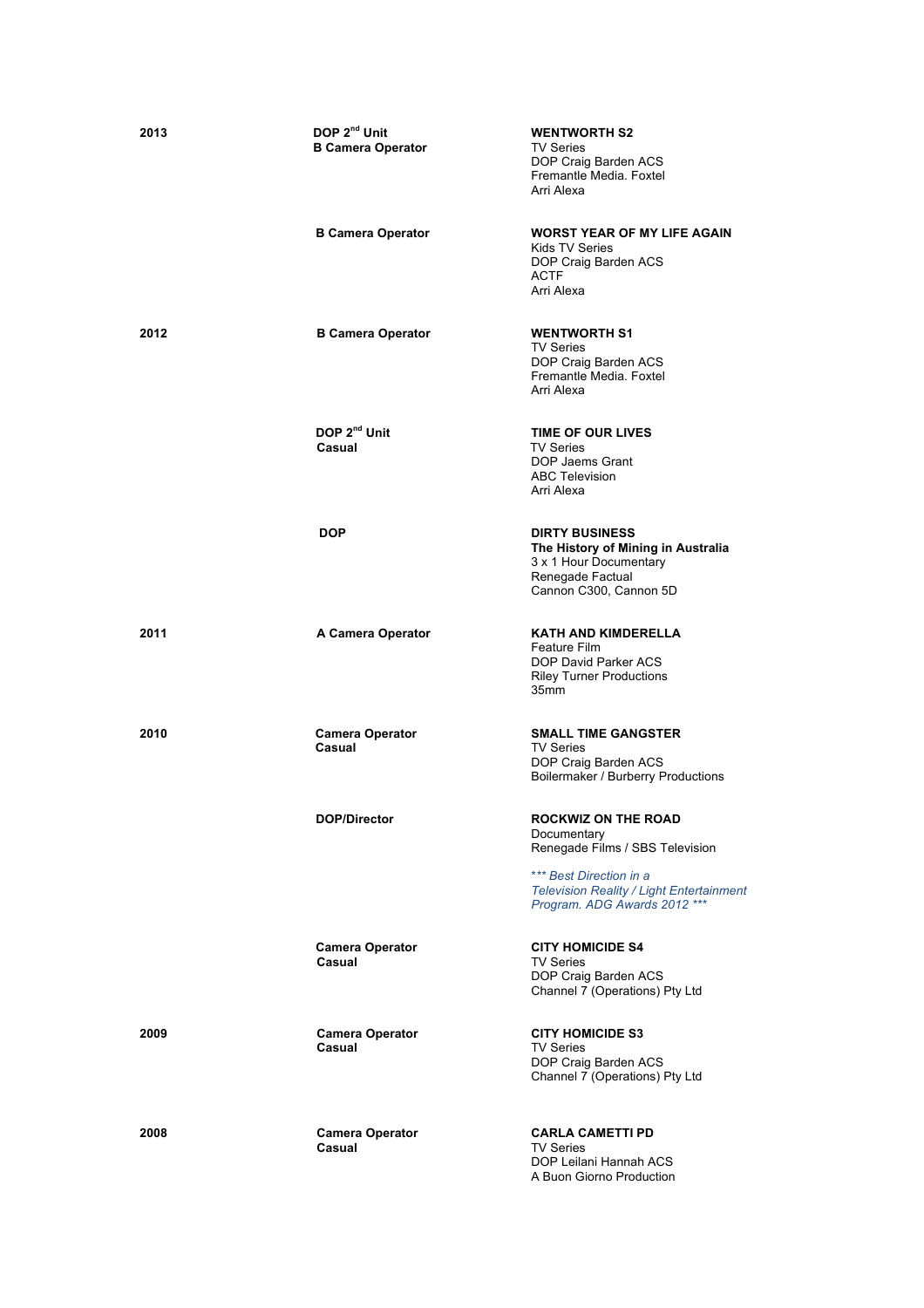| Year | Role | Production |
|---|---|---|
| 2013 | **DOP 2nd Unit**<br>**B Camera Operator** | **WENTWORTH S2**<br>TV Series<br>DOP Craig Barden ACS<br>Fremantle Media. Foxtel<br>Arri Alexa |
| | **B Camera Operator** | **WORST YEAR OF MY LIFE AGAIN**<br>Kids TV Series<br>DOP Craig Barden ACS<br>ACTF<br>Arri Alexa |
| 2012 | **B Camera Operator** | **WENTWORTH S1**<br>TV Series<br>DOP Craig Barden ACS<br>Fremantle Media. Foxtel<br>Arri Alexa |
| | **DOP 2nd Unit**<br>**Casual** | **TIME OF OUR LIVES**<br>TV Series<br>DOP Jaems Grant<br>ABC Television<br>Arri Alexa |
| | **DOP** | **DIRTY BUSINESS**<br>**The History of Mining in Australia**<br>3 x 1 Hour Documentary<br>Renegade Factual<br>Cannon C300, Cannon 5D |
| 2011 | **A Camera Operator** | **KATH AND KIMDERELLA**<br>Feature Film<br>DOP David Parker ACS<br>Riley Turner Productions<br>35mm |
| 2010 | **Camera Operator**<br>**Casual** | **SMALL TIME GANGSTER**<br>TV Series<br>DOP Craig Barden ACS<br>Boilermaker / Burberry Productions |
| | **DOP/Director** | **ROCKWIZ ON THE ROAD**<br>Documentary<br>Renegade Films / SBS Television<br><br>*\*\*\* Best Direction in a Television Reality / Light Entertainment Program. ADG Awards 2012 \*\*\** |
| | **Camera Operator**<br>**Casual** | **CITY HOMICIDE S4**<br>TV Series<br>DOP Craig Barden ACS<br>Channel 7 (Operations) Pty Ltd |
| 2009 | **Camera Operator**<br>**Casual** | **CITY HOMICIDE S3**<br>TV Series<br>DOP Craig Barden ACS<br>Channel 7 (Operations) Pty Ltd |
| 2008 | **Camera Operator**<br>**Casual** | **CARLA CAMETTI PD**<br>TV Series<br>DOP Leilani Hannah ACS<br>A Buon Giorno Production |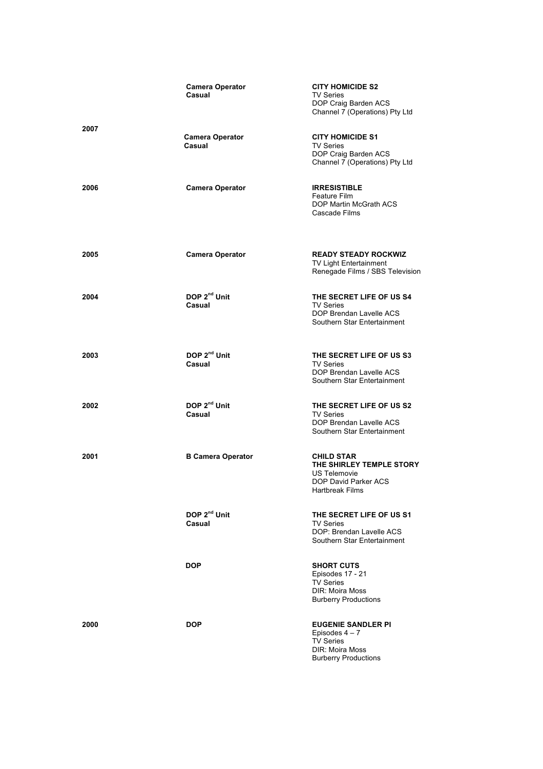| Year | Role | Production |
|---|---|---|
| | **Camera Operator**<br>**Casual** | **CITY HOMICIDE S2**<br>TV Series<br>DOP Craig Barden ACS<br>Channel 7 (Operations) Pty Ltd |
| **2007** | **Camera Operator**<br>**Casual** | **CITY HOMICIDE S1**<br>TV Series<br>DOP Craig Barden ACS<br>Channel 7 (Operations) Pty Ltd |
| **2006** | **Camera Operator** | **IRRESISTIBLE**<br>Feature Film<br>DOP Martin McGrath ACS<br>Cascade Films |
| **2005** | **Camera Operator** | **READY STEADY ROCKWIZ**<br>TV Light Entertainment<br>Renegade Films / SBS Television |
| **2004** | **DOP 2nd Unit**<br>**Casual** | **THE SECRET LIFE OF US S4**<br>TV Series<br>DOP Brendan Lavelle ACS<br>Southern Star Entertainment |
| **2003** | **DOP 2nd Unit**<br>**Casual** | **THE SECRET LIFE OF US S3**<br>TV Series<br>DOP Brendan Lavelle ACS<br>Southern Star Entertainment |
| **2002** | **DOP 2nd Unit**<br>**Casual** | **THE SECRET LIFE OF US S2**<br>TV Series<br>DOP Brendan Lavelle ACS<br>Southern Star Entertainment |
| **2001** | **B Camera Operator** | **CHILD STAR**<br>**THE SHIRLEY TEMPLE STORY**<br>US Telemovie<br>DOP David Parker ACS<br>Hartbreak Films |
| | **DOP 2nd Unit**<br>**Casual** | **THE SECRET LIFE OF US S1**<br>TV Series<br>DOP: Brendan Lavelle ACS<br>Southern Star Entertainment |
| | **DOP** | **SHORT CUTS**<br>Episodes 17 - 21<br>TV Series<br>DIR: Moira Moss<br>Burberry Productions |
| **2000** | **DOP** | **EUGENIE SANDLER PI**<br>Episodes 4 – 7<br>TV Series<br>DIR: Moira Moss<br>Burberry Productions |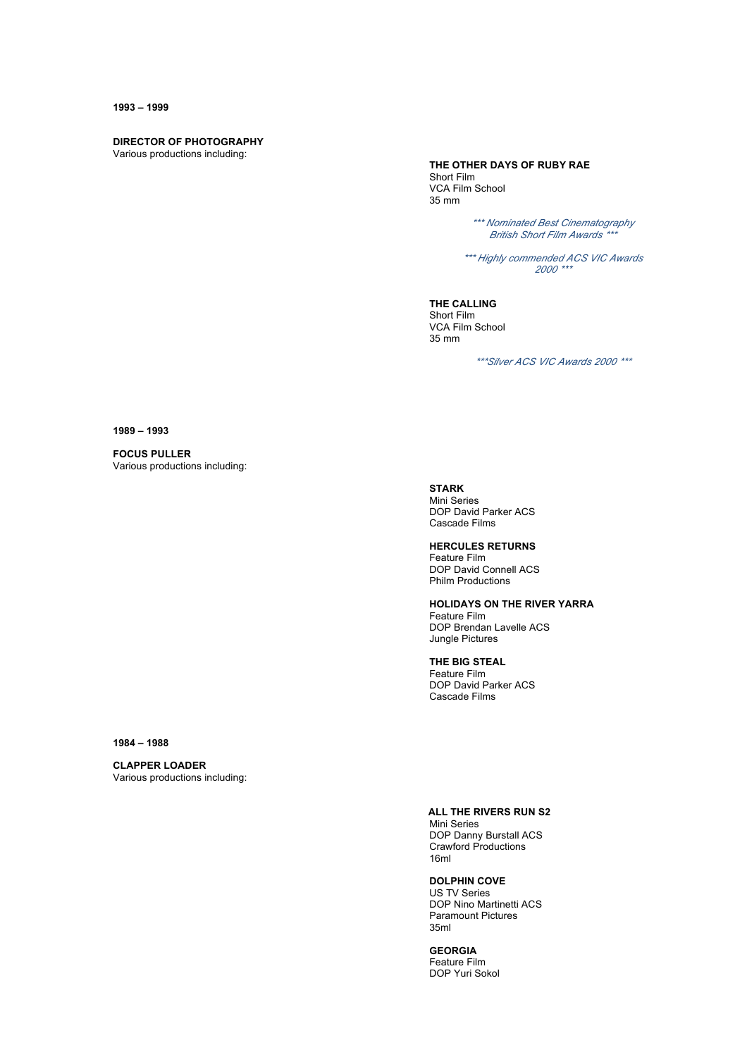**1993 – 1999**

**DIRECTOR OF PHOTOGRAPHY**
Various productions including:

**THE OTHER DAYS OF RUBY RAE**
Short Film
VCA Film School
35 mm

*\*\*\* Nominated Best Cinematography British Short Film Awards \*\*\**

*\*\*\* Highly commended ACS VIC Awards 2000 \*\*\**

**THE CALLING**
Short Film
VCA Film School
35 mm

*\*\*\*Silver ACS VIC Awards 2000 \*\*\**

**1989 – 1993**

**FOCUS PULLER**
Various productions including:

**STARK**
Mini Series
DOP David Parker ACS
Cascade Films

**HERCULES RETURNS**
Feature Film
DOP David Connell ACS
Philm Productions

**HOLIDAYS ON THE RIVER YARRA**
Feature Film
DOP Brendan Lavelle ACS
Jungle Pictures

**THE BIG STEAL**
Feature Film
DOP David Parker ACS
Cascade Films

**1984 – 1988**

**CLAPPER LOADER**
Various productions including:

**ALL THE RIVERS RUN S2**
Mini Series
DOP Danny Burstall ACS
Crawford Productions
16ml

**DOLPHIN COVE**
US TV Series
DOP Nino Martinetti ACS
Paramount Pictures
35ml

**GEORGIA**
Feature Film
DOP Yuri Sokol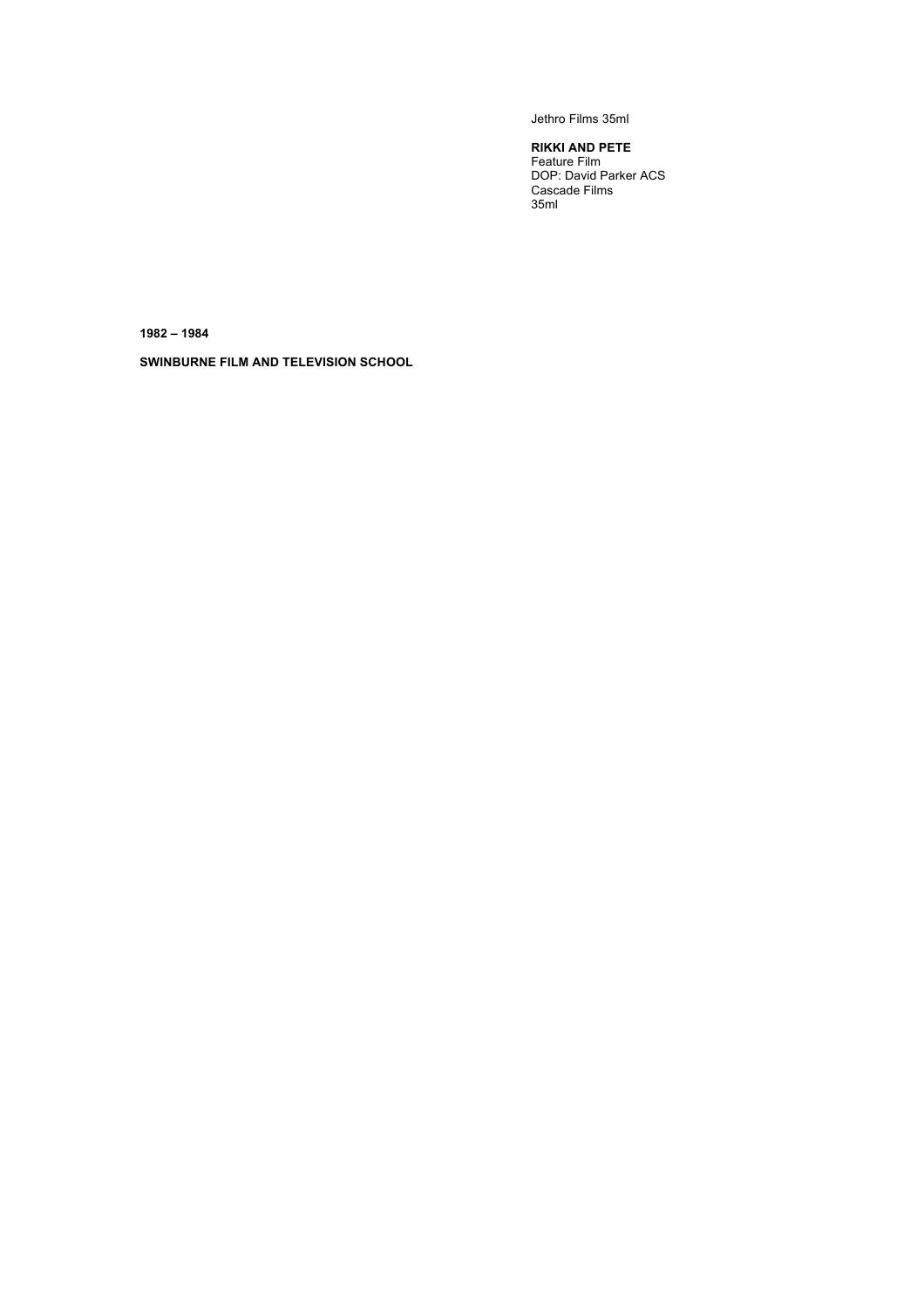Jethro Films 35ml

**RIKKI AND PETE**
Feature Film
DOP: David Parker ACS
Cascade Films
35ml

**1982 – 1984**

**SWINBURNE FILM AND TELEVISION SCHOOL**